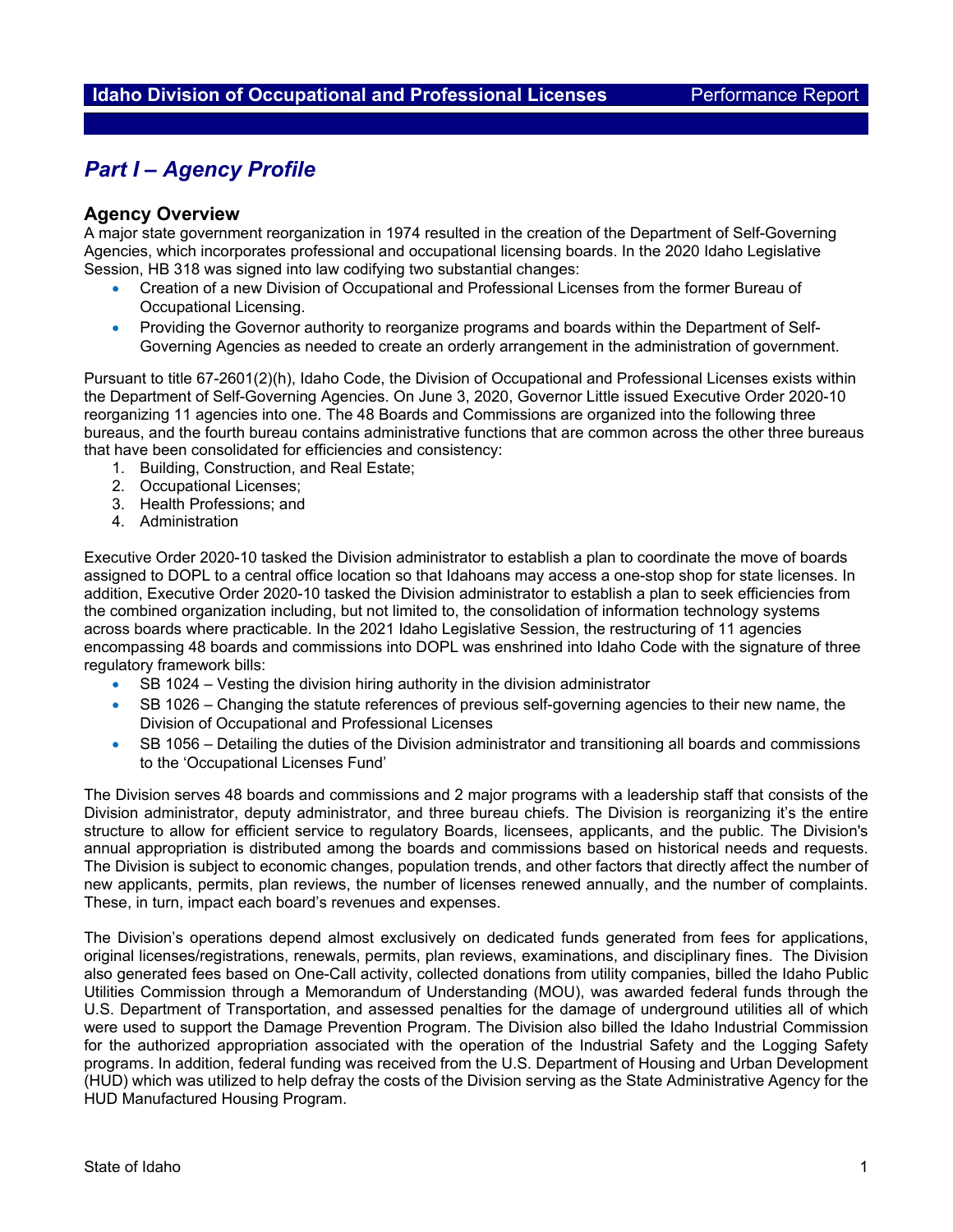# Part I – Agency Profile

## Agency Overview

A major state government reorganization in 1974 resulted in the creation of the Department of Self-Governing Agencies, which incorporates professional and occupational licensing boards. In the 2020 Idaho Legislative Session, HB 318 was signed into law codifying two substantial changes:

- Creation of a new Division of Occupational and Professional Licenses from the former Bureau of Occupational Licensing.
- Providing the Governor authority to reorganize programs and boards within the Department of Self-Governing Agencies as needed to create an orderly arrangement in the administration of government.

Pursuant to title 67-2601(2)(h), Idaho Code, the Division of Occupational and Professional Licenses exists within the Department of Self-Governing Agencies. On June 3, 2020, Governor Little issued Executive Order 2020-10 reorganizing 11 agencies into one. The 48 Boards and Commissions are organized into the following three bureaus, and the fourth bureau contains administrative functions that are common across the other three bureaus that have been consolidated for efficiencies and consistency:

1. Building, Construction, and Real Estate;
2. Occupational Licenses;
3. Health Professions; and
4. Administration

Executive Order 2020-10 tasked the Division administrator to establish a plan to coordinate the move of boards assigned to DOPL to a central office location so that Idahoans may access a one-stop shop for state licenses. In addition, Executive Order 2020-10 tasked the Division administrator to establish a plan to seek efficiencies from the combined organization including, but not limited to, the consolidation of information technology systems across boards where practicable. In the 2021 Idaho Legislative Session, the restructuring of 11 agencies encompassing 48 boards and commissions into DOPL was enshrined into Idaho Code with the signature of three regulatory framework bills:

- SB 1024 – Vesting the division hiring authority in the division administrator
- SB 1026 – Changing the statute references of previous self-governing agencies to their new name, the Division of Occupational and Professional Licenses
- SB 1056 – Detailing the duties of the Division administrator and transitioning all boards and commissions to the 'Occupational Licenses Fund'

The Division serves 48 boards and commissions and 2 major programs with a leadership staff that consists of the Division administrator, deputy administrator, and three bureau chiefs. The Division is reorganizing it's the entire structure to allow for efficient service to regulatory Boards, licensees, applicants, and the public. The Division's annual appropriation is distributed among the boards and commissions based on historical needs and requests. The Division is subject to economic changes, population trends, and other factors that directly affect the number of new applicants, permits, plan reviews, the number of licenses renewed annually, and the number of complaints. These, in turn, impact each board's revenues and expenses.

The Division's operations depend almost exclusively on dedicated funds generated from fees for applications, original licenses/registrations, renewals, permits, plan reviews, examinations, and disciplinary fines. The Division also generated fees based on One-Call activity, collected donations from utility companies, billed the Idaho Public Utilities Commission through a Memorandum of Understanding (MOU), was awarded federal funds through the U.S. Department of Transportation, and assessed penalties for the damage of underground utilities all of which were used to support the Damage Prevention Program. The Division also billed the Idaho Industrial Commission for the authorized appropriation associated with the operation of the Industrial Safety and the Logging Safety programs. In addition, federal funding was received from the U.S. Department of Housing and Urban Development (HUD) which was utilized to help defray the costs of the Division serving as the State Administrative Agency for the HUD Manufactured Housing Program.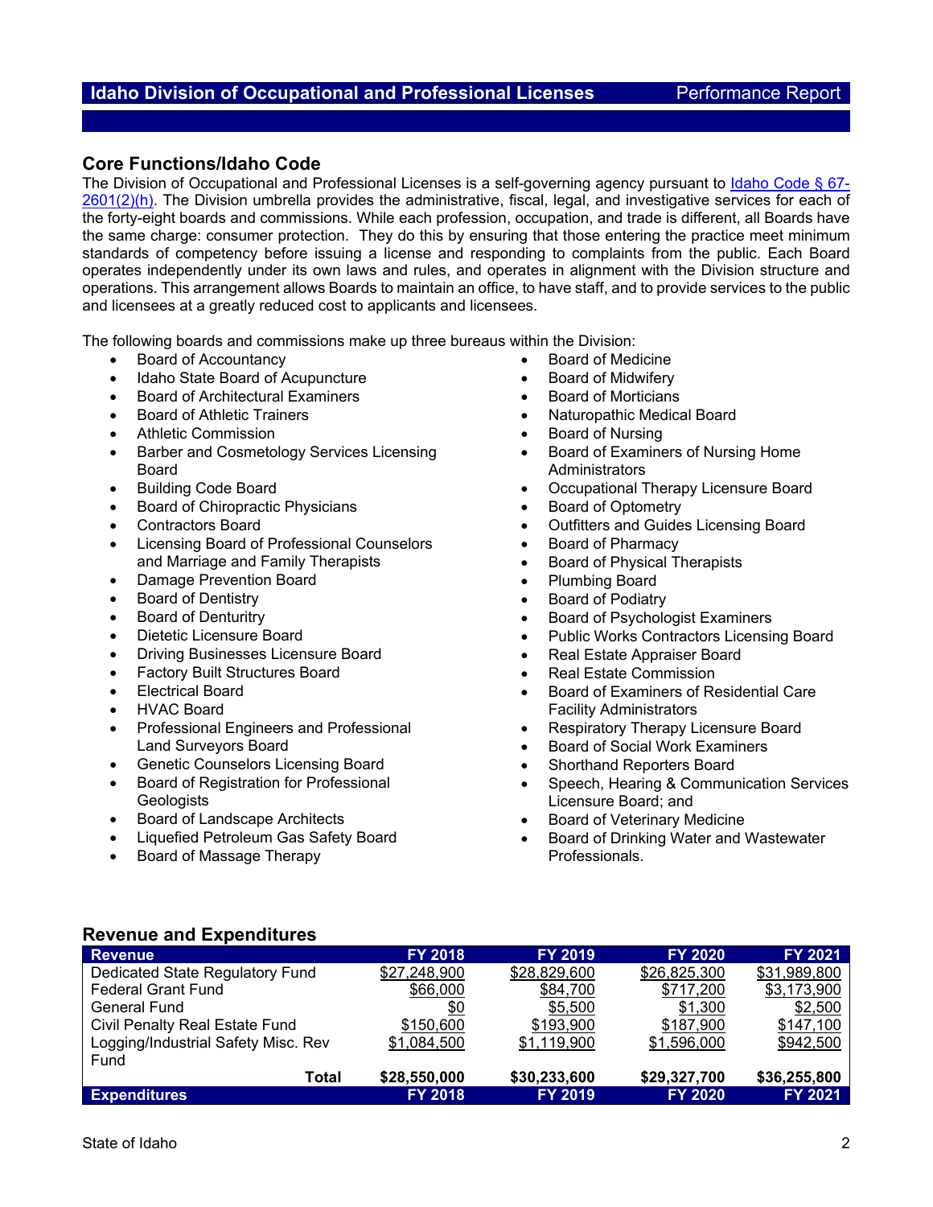## Core Functions/Idaho Code

The Division of Occupational and Professional Licenses is a self-governing agency pursuant to [Idaho Code § 67-2601(2)(h)](). The Division umbrella provides the administrative, fiscal, legal, and investigative services for each of the forty-eight boards and commissions. While each profession, occupation, and trade is different, all Boards have the same charge: consumer protection. They do this by ensuring that those entering the practice meet minimum standards of competency before issuing a license and responding to complaints from the public. Each Board operates independently under its own laws and rules, and operates in alignment with the Division structure and operations. This arrangement allows Boards to maintain an office, to have staff, and to provide services to the public and licensees at a greatly reduced cost to applicants and licensees.

The following boards and commissions make up three bureaus within the Division:

- Board of Accountancy
- Idaho State Board of Acupuncture
- Board of Architectural Examiners
- Board of Athletic Trainers
- Athletic Commission
- Barber and Cosmetology Services Licensing Board
- Building Code Board
- Board of Chiropractic Physicians
- Contractors Board
- Licensing Board of Professional Counselors and Marriage and Family Therapists
- Damage Prevention Board
- Board of Dentistry
- Board of Denturitry
- Dietetic Licensure Board
- Driving Businesses Licensure Board
- Factory Built Structures Board
- Electrical Board
- HVAC Board
- Professional Engineers and Professional Land Surveyors Board
- Genetic Counselors Licensing Board
- Board of Registration for Professional Geologists
- Board of Landscape Architects
- Liquefied Petroleum Gas Safety Board
- Board of Massage Therapy
- Board of Medicine
- Board of Midwifery
- Board of Morticians
- Naturopathic Medical Board
- Board of Nursing
- Board of Examiners of Nursing Home Administrators
- Occupational Therapy Licensure Board
- Board of Optometry
- Outfitters and Guides Licensing Board
- Board of Pharmacy
- Board of Physical Therapists
- Plumbing Board
- Board of Podiatry
- Board of Psychologist Examiners
- Public Works Contractors Licensing Board
- Real Estate Appraiser Board
- Real Estate Commission
- Board of Examiners of Residential Care Facility Administrators
- Respiratory Therapy Licensure Board
- Board of Social Work Examiners
- Shorthand Reporters Board
- Speech, Hearing & Communication Services Licensure Board; and
- Board of Veterinary Medicine
- Board of Drinking Water and Wastewater Professionals.

## Revenue and Expenditures

| Revenue | FY 2018 | FY 2019 | FY 2020 | FY 2021 |
|---|---|---|---|---|
| Dedicated State Regulatory Fund | $27,248,900 | $28,829,600 | $26,825,300 | $31,989,800 |
| Federal Grant Fund | $66,000 | $84,700 | $717,200 | $3,173,900 |
| General Fund | $0 | $5,500 | $1,300 | $2,500 |
| Civil Penalty Real Estate Fund | $150,600 | $193,900 | $187,900 | $147,100 |
| Logging/Industrial Safety Misc. Rev Fund | $1,084,500 | $1,119,900 | $1,596,000 | $942,500 |
| **Total** | **$28,550,000** | **$30,233,600** | **$29,327,700** | **$36,255,800** |
| **Expenditures** | **FY 2018** | **FY 2019** | **FY 2020** | **FY 2021** |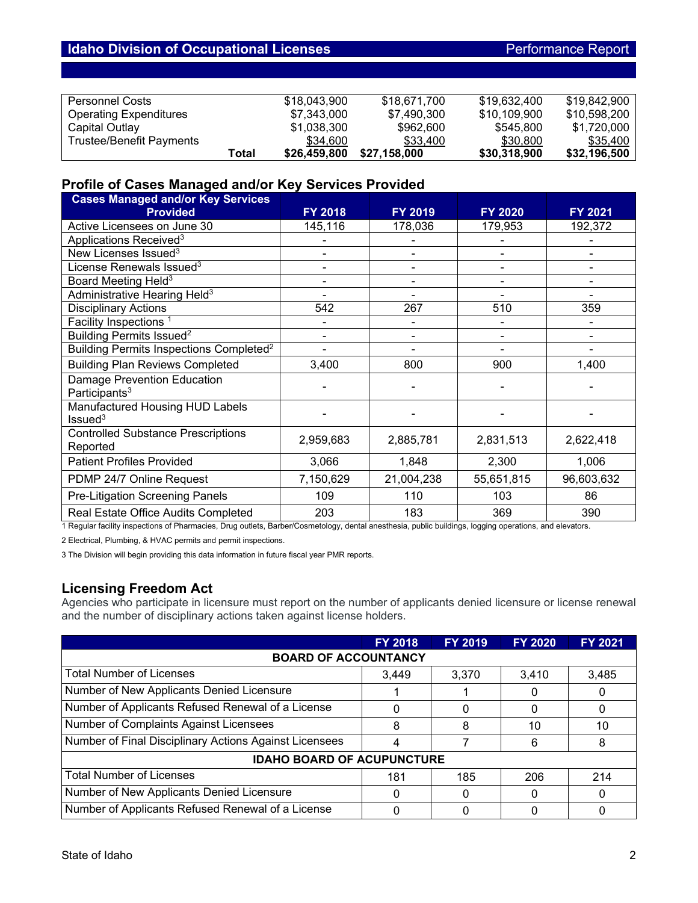| | | | | |
|---|---|---|---|---|
| Personnel Costs | $18,043,900 | $18,671,700 | $19,632,400 | $19,842,900 |
| Operating Expenditures | $7,343,000 | $7,490,300 | $10,109,900 | $10,598,200 |
| Capital Outlay | $1,038,300 | $962,600 | $545,800 | $1,720,000 |
| Trustee/Benefit Payments | $34,600 | $33,400 | $30,800 | $35,400 |
| **Total** | **$26,459,800** | **$27,158,000** | **$30,318,900** | **$32,196,500** |

## Profile of Cases Managed and/or Key Services Provided

| Cases Managed and/or Key Services Provided | FY 2018 | FY 2019 | FY 2020 | FY 2021 |
|---|---|---|---|---|
| Active Licensees on June 30 | 145,116 | 178,036 | 179,953 | 192,372 |
| Applications Received[3] | - | - | - | - |
| New Licenses Issued[3] | - | - | - | - |
| License Renewals Issued[3] | - | - | - | - |
| Board Meeting Held[3] | - | - | - | - |
| Administrative Hearing Held[3] | - | - | - | - |
| Disciplinary Actions | 542 | 267 | 510 | 359 |
| Facility Inspections [1] | - | - | - | - |
| Building Permits Issued[2] | - | - | - | - |
| Building Permits Inspections Completed[2] | - | - | - | - |
| Building Plan Reviews Completed | 3,400 | 800 | 900 | 1,400 |
| Damage Prevention Education Participants[3] | - | - | - | - |
| Manufactured Housing HUD Labels Issued[3] | - | - | - | - |
| Controlled Substance Prescriptions Reported | 2,959,683 | 2,885,781 | 2,831,513 | 2,622,418 |
| Patient Profiles Provided | 3,066 | 1,848 | 2,300 | 1,006 |
| PDMP 24/7 Online Request | 7,150,629 | 21,004,238 | 55,651,815 | 96,603,632 |
| Pre-Litigation Screening Panels | 109 | 110 | 103 | 86 |
| Real Estate Office Audits Completed | 203 | 183 | 369 | 390 |

1 Regular facility inspections of Pharmacies, Drug outlets, Barber/Cosmetology, dental anesthesia, public buildings, logging operations, and elevators.

2 Electrical, Plumbing, & HVAC permits and permit inspections.

3 The Division will begin providing this data information in future fiscal year PMR reports.

## Licensing Freedom Act

Agencies who participate in licensure must report on the number of applicants denied licensure or license renewal and the number of disciplinary actions taken against license holders.

| | FY 2018 | FY 2019 | FY 2020 | FY 2021 |
|---|---|---|---|---|
| **BOARD OF ACCOUNTANCY** | | | | |
| Total Number of Licenses | 3,449 | 3,370 | 3,410 | 3,485 |
| Number of New Applicants Denied Licensure | 1 | 1 | 0 | 0 |
| Number of Applicants Refused Renewal of a License | 0 | 0 | 0 | 0 |
| Number of Complaints Against Licensees | 8 | 8 | 10 | 10 |
| Number of Final Disciplinary Actions Against Licensees | 4 | 7 | 6 | 8 |
| **IDAHO BOARD OF ACUPUNCTURE** | | | | |
| Total Number of Licenses | 181 | 185 | 206 | 214 |
| Number of New Applicants Denied Licensure | 0 | 0 | 0 | 0 |
| Number of Applicants Refused Renewal of a License | 0 | 0 | 0 | 0 |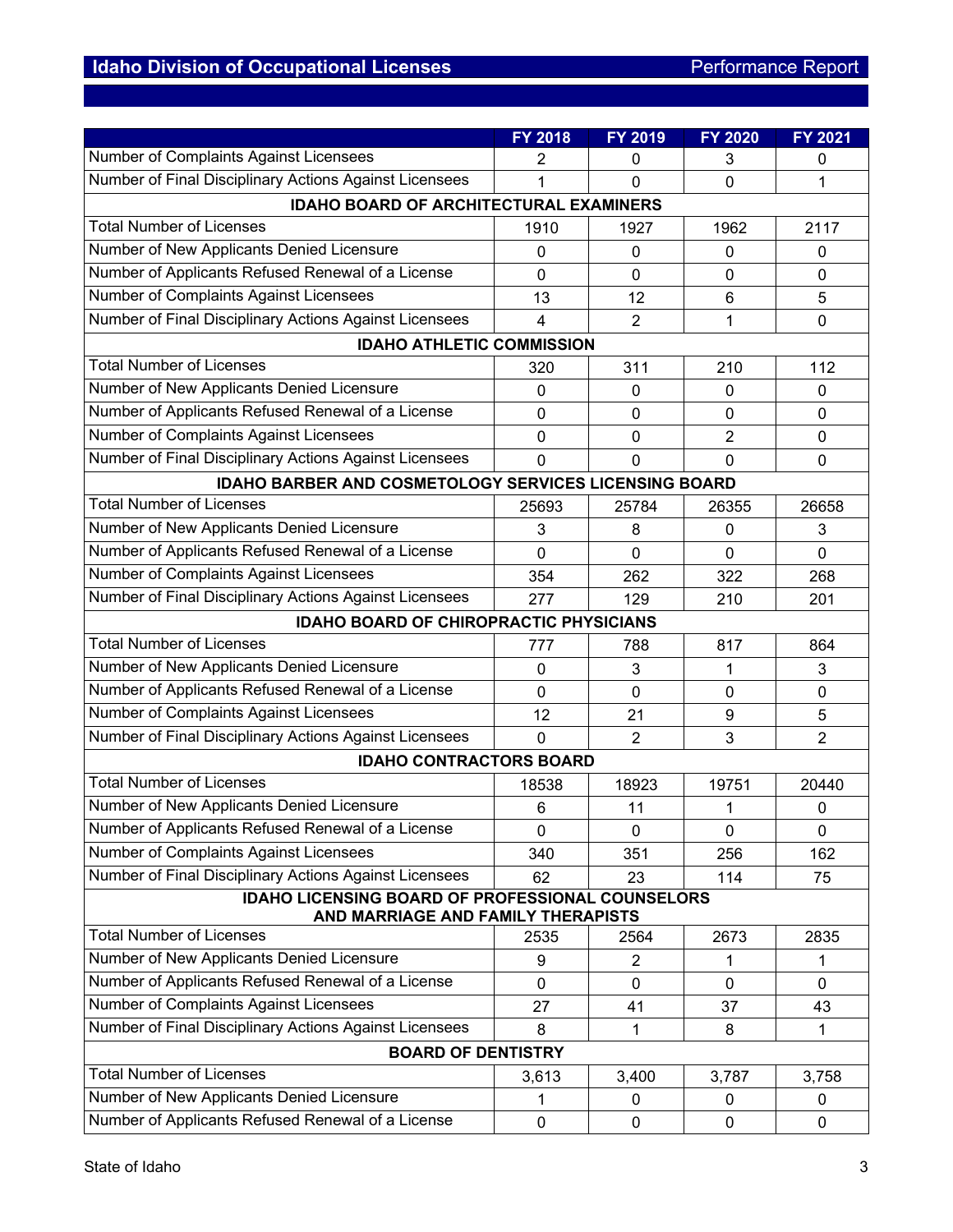| | FY 2018 | FY 2019 | FY 2020 | FY 2021 |
|---|---|---|---|---|
| Number of Complaints Against Licensees | 2 | 0 | 3 | 0 |
| Number of Final Disciplinary Actions Against Licensees | 1 | 0 | 0 | 1 |
| **IDAHO BOARD OF ARCHITECTURAL EXAMINERS** | | | | |
| Total Number of Licenses | 1910 | 1927 | 1962 | 2117 |
| Number of New Applicants Denied Licensure | 0 | 0 | 0 | 0 |
| Number of Applicants Refused Renewal of a License | 0 | 0 | 0 | 0 |
| Number of Complaints Against Licensees | 13 | 12 | 6 | 5 |
| Number of Final Disciplinary Actions Against Licensees | 4 | 2 | 1 | 0 |
| **IDAHO ATHLETIC COMMISSION** | | | | |
| Total Number of Licenses | 320 | 311 | 210 | 112 |
| Number of New Applicants Denied Licensure | 0 | 0 | 0 | 0 |
| Number of Applicants Refused Renewal of a License | 0 | 0 | 0 | 0 |
| Number of Complaints Against Licensees | 0 | 0 | 2 | 0 |
| Number of Final Disciplinary Actions Against Licensees | 0 | 0 | 0 | 0 |
| **IDAHO BARBER AND COSMETOLOGY SERVICES LICENSING BOARD** | | | | |
| Total Number of Licenses | 25693 | 25784 | 26355 | 26658 |
| Number of New Applicants Denied Licensure | 3 | 8 | 0 | 3 |
| Number of Applicants Refused Renewal of a License | 0 | 0 | 0 | 0 |
| Number of Complaints Against Licensees | 354 | 262 | 322 | 268 |
| Number of Final Disciplinary Actions Against Licensees | 277 | 129 | 210 | 201 |
| **IDAHO BOARD OF CHIROPRACTIC PHYSICIANS** | | | | |
| Total Number of Licenses | 777 | 788 | 817 | 864 |
| Number of New Applicants Denied Licensure | 0 | 3 | 1 | 3 |
| Number of Applicants Refused Renewal of a License | 0 | 0 | 0 | 0 |
| Number of Complaints Against Licensees | 12 | 21 | 9 | 5 |
| Number of Final Disciplinary Actions Against Licensees | 0 | 2 | 3 | 2 |
| **IDAHO CONTRACTORS BOARD** | | | | |
| Total Number of Licenses | 18538 | 18923 | 19751 | 20440 |
| Number of New Applicants Denied Licensure | 6 | 11 | 1 | 0 |
| Number of Applicants Refused Renewal of a License | 0 | 0 | 0 | 0 |
| Number of Complaints Against Licensees | 340 | 351 | 256 | 162 |
| Number of Final Disciplinary Actions Against Licensees | 62 | 23 | 114 | 75 |
| **IDAHO LICENSING BOARD OF PROFESSIONAL COUNSELORS AND MARRIAGE AND FAMILY THERAPISTS** | | | | |
| Total Number of Licenses | 2535 | 2564 | 2673 | 2835 |
| Number of New Applicants Denied Licensure | 9 | 2 | 1 | 1 |
| Number of Applicants Refused Renewal of a License | 0 | 0 | 0 | 0 |
| Number of Complaints Against Licensees | 27 | 41 | 37 | 43 |
| Number of Final Disciplinary Actions Against Licensees | 8 | 1 | 8 | 1 |
| **BOARD OF DENTISTRY** | | | | |
| Total Number of Licenses | 3,613 | 3,400 | 3,787 | 3,758 |
| Number of New Applicants Denied Licensure | 1 | 0 | 0 | 0 |
| Number of Applicants Refused Renewal of a License | 0 | 0 | 0 | 0 |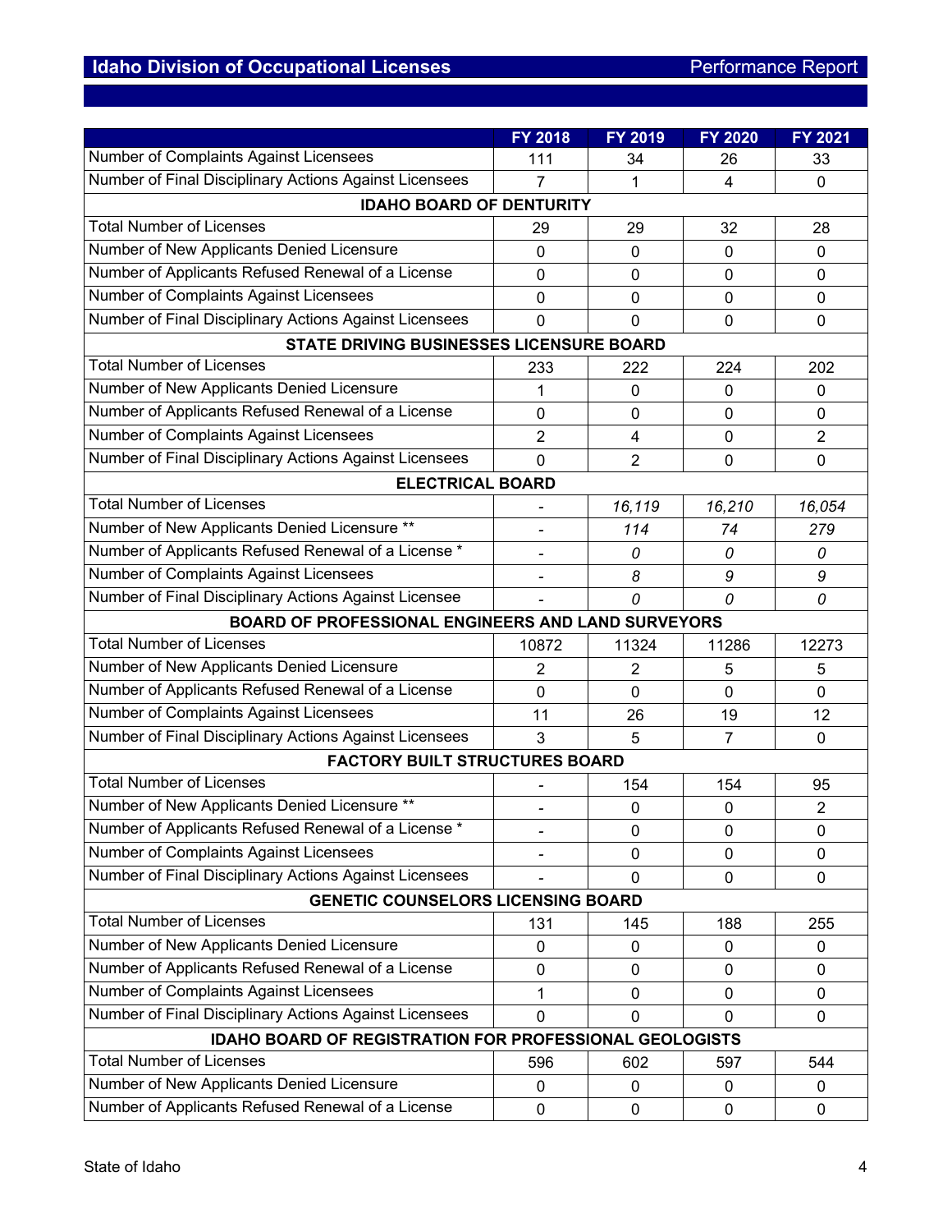| | FY 2018 | FY 2019 | FY 2020 | FY 2021 |
|---|---|---|---|---|
| Number of Complaints Against Licensees | 111 | 34 | 26 | 33 |
| Number of Final Disciplinary Actions Against Licensees | 7 | 1 | 4 | 0 |
| **IDAHO BOARD OF DENTURITY** | | | | |
| Total Number of Licenses | 29 | 29 | 32 | 28 |
| Number of New Applicants Denied Licensure | 0 | 0 | 0 | 0 |
| Number of Applicants Refused Renewal of a License | 0 | 0 | 0 | 0 |
| Number of Complaints Against Licensees | 0 | 0 | 0 | 0 |
| Number of Final Disciplinary Actions Against Licensees | 0 | 0 | 0 | 0 |
| **STATE DRIVING BUSINESSES LICENSURE BOARD** | | | | |
| Total Number of Licenses | 233 | 222 | 224 | 202 |
| Number of New Applicants Denied Licensure | 1 | 0 | 0 | 0 |
| Number of Applicants Refused Renewal of a License | 0 | 0 | 0 | 0 |
| Number of Complaints Against Licensees | 2 | 4 | 0 | 2 |
| Number of Final Disciplinary Actions Against Licensees | 0 | 2 | 0 | 0 |
| **ELECTRICAL BOARD** | | | | |
| Total Number of Licenses | - | *16,119* | *16,210* | *16,054* |
| Number of New Applicants Denied Licensure ** | - | *114* | *74* | *279* |
| Number of Applicants Refused Renewal of a License * | - | *0* | *0* | *0* |
| Number of Complaints Against Licensees | - | *8* | *9* | *9* |
| Number of Final Disciplinary Actions Against Licensee | - | *0* | *0* | *0* |
| **BOARD OF PROFESSIONAL ENGINEERS AND LAND SURVEYORS** | | | | |
| Total Number of Licenses | 10872 | 11324 | 11286 | 12273 |
| Number of New Applicants Denied Licensure | 2 | 2 | 5 | 5 |
| Number of Applicants Refused Renewal of a License | 0 | 0 | 0 | 0 |
| Number of Complaints Against Licensees | 11 | 26 | 19 | 12 |
| Number of Final Disciplinary Actions Against Licensees | 3 | 5 | 7 | 0 |
| **FACTORY BUILT STRUCTURES BOARD** | | | | |
| Total Number of Licenses | - | 154 | 154 | 95 |
| Number of New Applicants Denied Licensure ** | - | 0 | 0 | 2 |
| Number of Applicants Refused Renewal of a License * | - | 0 | 0 | 0 |
| Number of Complaints Against Licensees | - | 0 | 0 | 0 |
| Number of Final Disciplinary Actions Against Licensees | - | 0 | 0 | 0 |
| **GENETIC COUNSELORS LICENSING BOARD** | | | | |
| Total Number of Licenses | 131 | 145 | 188 | 255 |
| Number of New Applicants Denied Licensure | 0 | 0 | 0 | 0 |
| Number of Applicants Refused Renewal of a License | 0 | 0 | 0 | 0 |
| Number of Complaints Against Licensees | 1 | 0 | 0 | 0 |
| Number of Final Disciplinary Actions Against Licensees | 0 | 0 | 0 | 0 |
| **IDAHO BOARD OF REGISTRATION FOR PROFESSIONAL GEOLOGISTS** | | | | |
| Total Number of Licenses | 596 | 602 | 597 | 544 |
| Number of New Applicants Denied Licensure | 0 | 0 | 0 | 0 |
| Number of Applicants Refused Renewal of a License | 0 | 0 | 0 | 0 |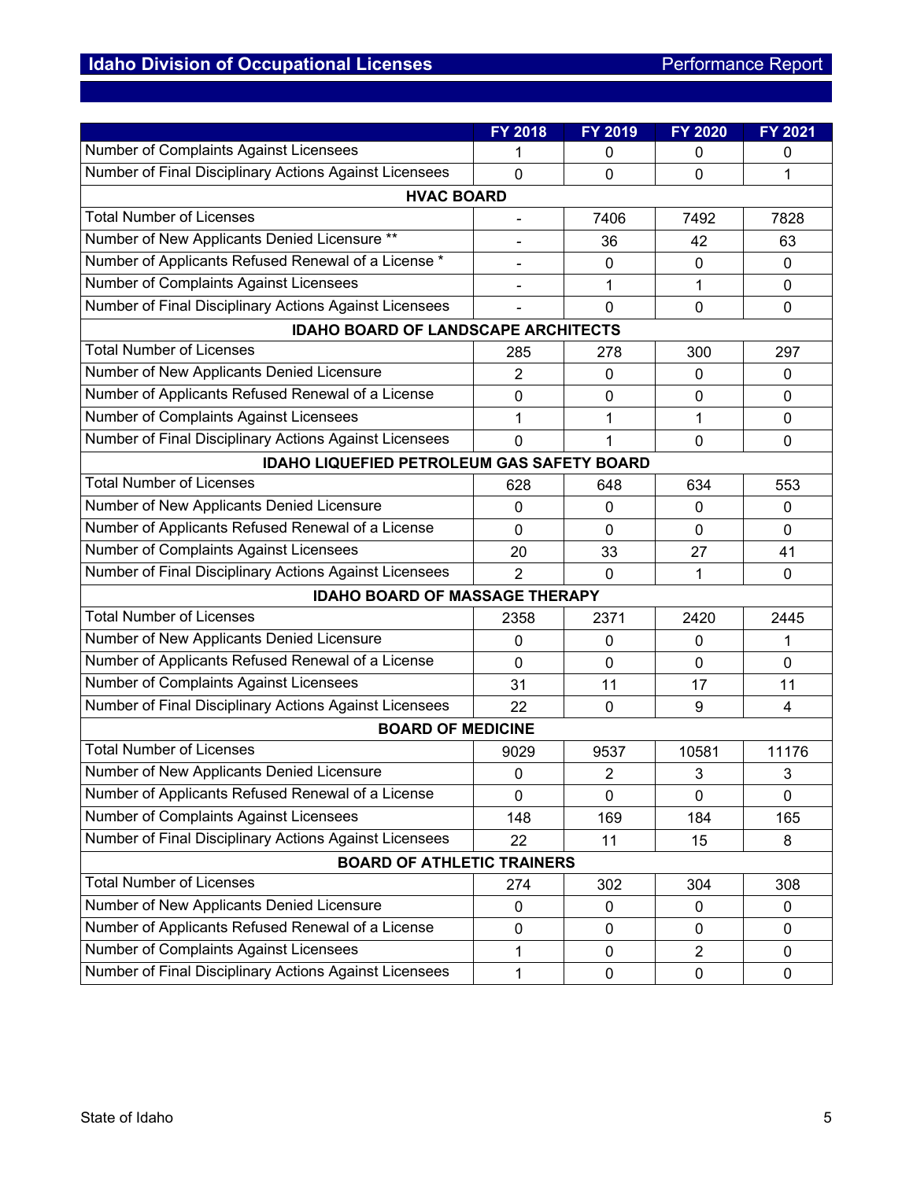| | FY 2018 | FY 2019 | FY 2020 | FY 2021 |
|---|---|---|---|---|
| Number of Complaints Against Licensees | 1 | 0 | 0 | 0 |
| Number of Final Disciplinary Actions Against Licensees | 0 | 0 | 0 | 1 |
| **HVAC BOARD** | | | | |
| Total Number of Licenses | - | 7406 | 7492 | 7828 |
| Number of New Applicants Denied Licensure ** | - | 36 | 42 | 63 |
| Number of Applicants Refused Renewal of a License * | - | 0 | 0 | 0 |
| Number of Complaints Against Licensees | - | 1 | 1 | 0 |
| Number of Final Disciplinary Actions Against Licensees | - | 0 | 0 | 0 |
| **IDAHO BOARD OF LANDSCAPE ARCHITECTS** | | | | |
| Total Number of Licenses | 285 | 278 | 300 | 297 |
| Number of New Applicants Denied Licensure | 2 | 0 | 0 | 0 |
| Number of Applicants Refused Renewal of a License | 0 | 0 | 0 | 0 |
| Number of Complaints Against Licensees | 1 | 1 | 1 | 0 |
| Number of Final Disciplinary Actions Against Licensees | 0 | 1 | 0 | 0 |
| **IDAHO LIQUEFIED PETROLEUM GAS SAFETY BOARD** | | | | |
| Total Number of Licenses | 628 | 648 | 634 | 553 |
| Number of New Applicants Denied Licensure | 0 | 0 | 0 | 0 |
| Number of Applicants Refused Renewal of a License | 0 | 0 | 0 | 0 |
| Number of Complaints Against Licensees | 20 | 33 | 27 | 41 |
| Number of Final Disciplinary Actions Against Licensees | 2 | 0 | 1 | 0 |
| **IDAHO BOARD OF MASSAGE THERAPY** | | | | |
| Total Number of Licenses | 2358 | 2371 | 2420 | 2445 |
| Number of New Applicants Denied Licensure | 0 | 0 | 0 | 1 |
| Number of Applicants Refused Renewal of a License | 0 | 0 | 0 | 0 |
| Number of Complaints Against Licensees | 31 | 11 | 17 | 11 |
| Number of Final Disciplinary Actions Against Licensees | 22 | 0 | 9 | 4 |
| **BOARD OF MEDICINE** | | | | |
| Total Number of Licenses | 9029 | 9537 | 10581 | 11176 |
| Number of New Applicants Denied Licensure | 0 | 2 | 3 | 3 |
| Number of Applicants Refused Renewal of a License | 0 | 0 | 0 | 0 |
| Number of Complaints Against Licensees | 148 | 169 | 184 | 165 |
| Number of Final Disciplinary Actions Against Licensees | 22 | 11 | 15 | 8 |
| **BOARD OF ATHLETIC TRAINERS** | | | | |
| Total Number of Licenses | 274 | 302 | 304 | 308 |
| Number of New Applicants Denied Licensure | 0 | 0 | 0 | 0 |
| Number of Applicants Refused Renewal of a License | 0 | 0 | 0 | 0 |
| Number of Complaints Against Licensees | 1 | 0 | 2 | 0 |
| Number of Final Disciplinary Actions Against Licensees | 1 | 0 | 0 | 0 |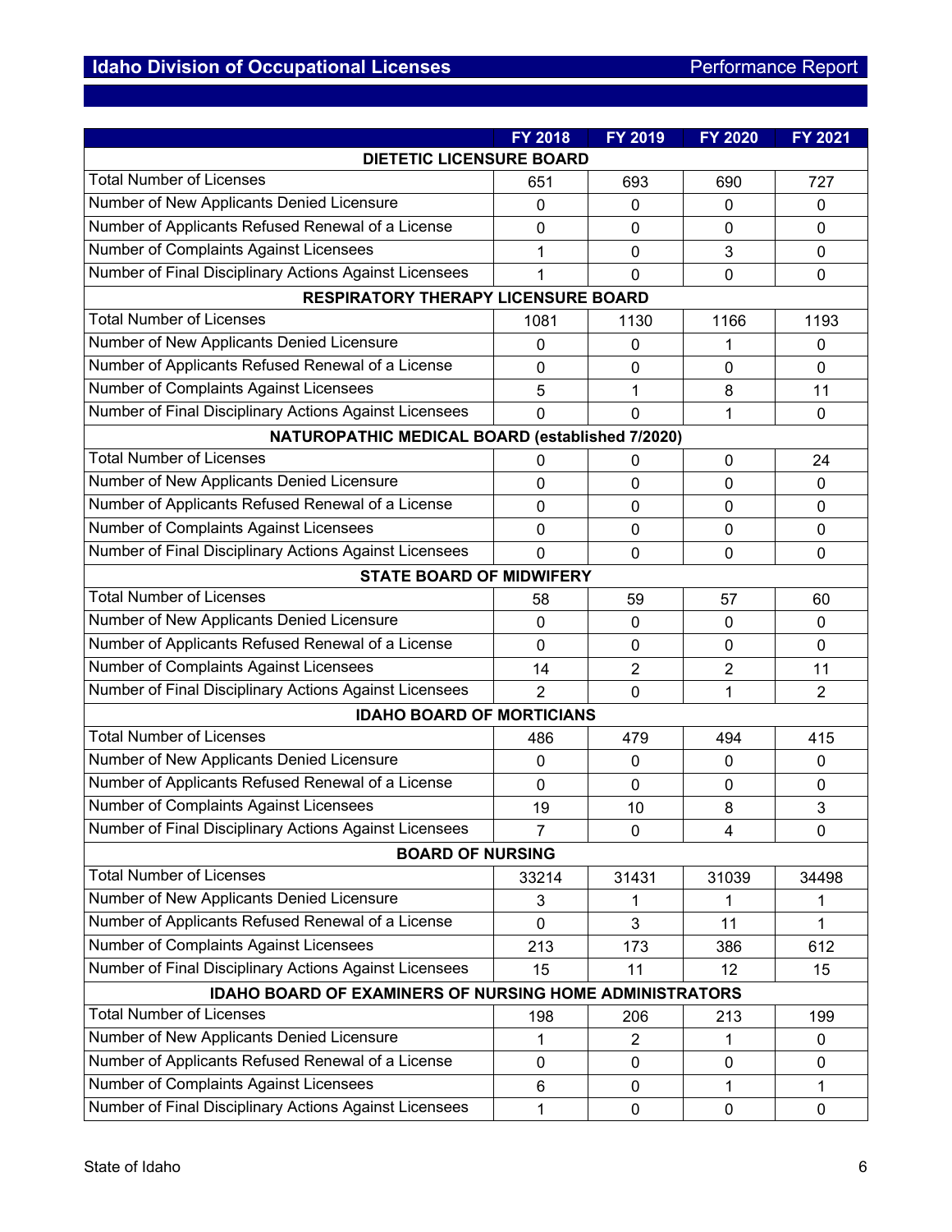| | FY 2018 | FY 2019 | FY 2020 | FY 2021 |
|---|---|---|---|---|
| **DIETETIC LICENSURE BOARD** | | | | |
| Total Number of Licenses | 651 | 693 | 690 | 727 |
| Number of New Applicants Denied Licensure | 0 | 0 | 0 | 0 |
| Number of Applicants Refused Renewal of a License | 0 | 0 | 0 | 0 |
| Number of Complaints Against Licensees | 1 | 0 | 3 | 0 |
| Number of Final Disciplinary Actions Against Licensees | 1 | 0 | 0 | 0 |
| **RESPIRATORY THERAPY LICENSURE BOARD** | | | | |
| Total Number of Licenses | 1081 | 1130 | 1166 | 1193 |
| Number of New Applicants Denied Licensure | 0 | 0 | 1 | 0 |
| Number of Applicants Refused Renewal of a License | 0 | 0 | 0 | 0 |
| Number of Complaints Against Licensees | 5 | 1 | 8 | 11 |
| Number of Final Disciplinary Actions Against Licensees | 0 | 0 | 1 | 0 |
| **NATUROPATHIC MEDICAL BOARD (established 7/2020)** | | | | |
| Total Number of Licenses | 0 | 0 | 0 | 24 |
| Number of New Applicants Denied Licensure | 0 | 0 | 0 | 0 |
| Number of Applicants Refused Renewal of a License | 0 | 0 | 0 | 0 |
| Number of Complaints Against Licensees | 0 | 0 | 0 | 0 |
| Number of Final Disciplinary Actions Against Licensees | 0 | 0 | 0 | 0 |
| **STATE BOARD OF MIDWIFERY** | | | | |
| Total Number of Licenses | 58 | 59 | 57 | 60 |
| Number of New Applicants Denied Licensure | 0 | 0 | 0 | 0 |
| Number of Applicants Refused Renewal of a License | 0 | 0 | 0 | 0 |
| Number of Complaints Against Licensees | 14 | 2 | 2 | 11 |
| Number of Final Disciplinary Actions Against Licensees | 2 | 0 | 1 | 2 |
| **IDAHO BOARD OF MORTICIANS** | | | | |
| Total Number of Licenses | 486 | 479 | 494 | 415 |
| Number of New Applicants Denied Licensure | 0 | 0 | 0 | 0 |
| Number of Applicants Refused Renewal of a License | 0 | 0 | 0 | 0 |
| Number of Complaints Against Licensees | 19 | 10 | 8 | 3 |
| Number of Final Disciplinary Actions Against Licensees | 7 | 0 | 4 | 0 |
| **BOARD OF NURSING** | | | | |
| Total Number of Licenses | 33214 | 31431 | 31039 | 34498 |
| Number of New Applicants Denied Licensure | 3 | 1 | 1 | 1 |
| Number of Applicants Refused Renewal of a License | 0 | 3 | 11 | 1 |
| Number of Complaints Against Licensees | 213 | 173 | 386 | 612 |
| Number of Final Disciplinary Actions Against Licensees | 15 | 11 | 12 | 15 |
| **IDAHO BOARD OF EXAMINERS OF NURSING HOME ADMINISTRATORS** | | | | |
| Total Number of Licenses | 198 | 206 | 213 | 199 |
| Number of New Applicants Denied Licensure | 1 | 2 | 1 | 0 |
| Number of Applicants Refused Renewal of a License | 0 | 0 | 0 | 0 |
| Number of Complaints Against Licensees | 6 | 0 | 1 | 1 |
| Number of Final Disciplinary Actions Against Licensees | 1 | 0 | 0 | 0 |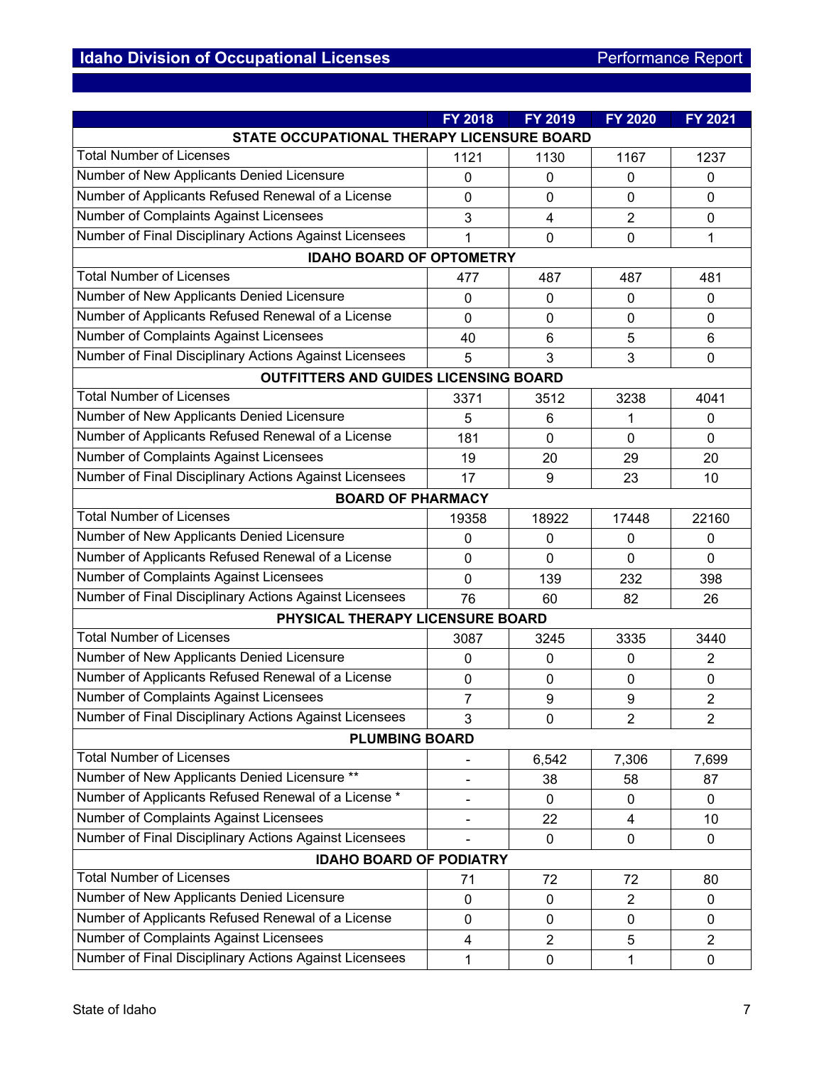| | FY 2018 | FY 2019 | FY 2020 | FY 2021 |
|---|---|---|---|---|
| **STATE OCCUPATIONAL THERAPY LICENSURE BOARD** | | | | |
| Total Number of Licenses | 1121 | 1130 | 1167 | 1237 |
| Number of New Applicants Denied Licensure | 0 | 0 | 0 | 0 |
| Number of Applicants Refused Renewal of a License | 0 | 0 | 0 | 0 |
| Number of Complaints Against Licensees | 3 | 4 | 2 | 0 |
| Number of Final Disciplinary Actions Against Licensees | 1 | 0 | 0 | 1 |
| **IDAHO BOARD OF OPTOMETRY** | | | | |
| Total Number of Licenses | 477 | 487 | 487 | 481 |
| Number of New Applicants Denied Licensure | 0 | 0 | 0 | 0 |
| Number of Applicants Refused Renewal of a License | 0 | 0 | 0 | 0 |
| Number of Complaints Against Licensees | 40 | 6 | 5 | 6 |
| Number of Final Disciplinary Actions Against Licensees | 5 | 3 | 3 | 0 |
| **OUTFITTERS AND GUIDES LICENSING BOARD** | | | | |
| Total Number of Licenses | 3371 | 3512 | 3238 | 4041 |
| Number of New Applicants Denied Licensure | 5 | 6 | 1 | 0 |
| Number of Applicants Refused Renewal of a License | 181 | 0 | 0 | 0 |
| Number of Complaints Against Licensees | 19 | 20 | 29 | 20 |
| Number of Final Disciplinary Actions Against Licensees | 17 | 9 | 23 | 10 |
| **BOARD OF PHARMACY** | | | | |
| Total Number of Licenses | 19358 | 18922 | 17448 | 22160 |
| Number of New Applicants Denied Licensure | 0 | 0 | 0 | 0 |
| Number of Applicants Refused Renewal of a License | 0 | 0 | 0 | 0 |
| Number of Complaints Against Licensees | 0 | 139 | 232 | 398 |
| Number of Final Disciplinary Actions Against Licensees | 76 | 60 | 82 | 26 |
| **PHYSICAL THERAPY LICENSURE BOARD** | | | | |
| Total Number of Licenses | 3087 | 3245 | 3335 | 3440 |
| Number of New Applicants Denied Licensure | 0 | 0 | 0 | 2 |
| Number of Applicants Refused Renewal of a License | 0 | 0 | 0 | 0 |
| Number of Complaints Against Licensees | 7 | 9 | 9 | 2 |
| Number of Final Disciplinary Actions Against Licensees | 3 | 0 | 2 | 2 |
| **PLUMBING BOARD** | | | | |
| Total Number of Licenses | - | 6,542 | 7,306 | 7,699 |
| Number of New Applicants Denied Licensure ** | - | 38 | 58 | 87 |
| Number of Applicants Refused Renewal of a License * | - | 0 | 0 | 0 |
| Number of Complaints Against Licensees | - | 22 | 4 | 10 |
| Number of Final Disciplinary Actions Against Licensees | - | 0 | 0 | 0 |
| **IDAHO BOARD OF PODIATRY** | | | | |
| Total Number of Licenses | 71 | 72 | 72 | 80 |
| Number of New Applicants Denied Licensure | 0 | 0 | 2 | 0 |
| Number of Applicants Refused Renewal of a License | 0 | 0 | 0 | 0 |
| Number of Complaints Against Licensees | 4 | 2 | 5 | 2 |
| Number of Final Disciplinary Actions Against Licensees | 1 | 0 | 1 | 0 |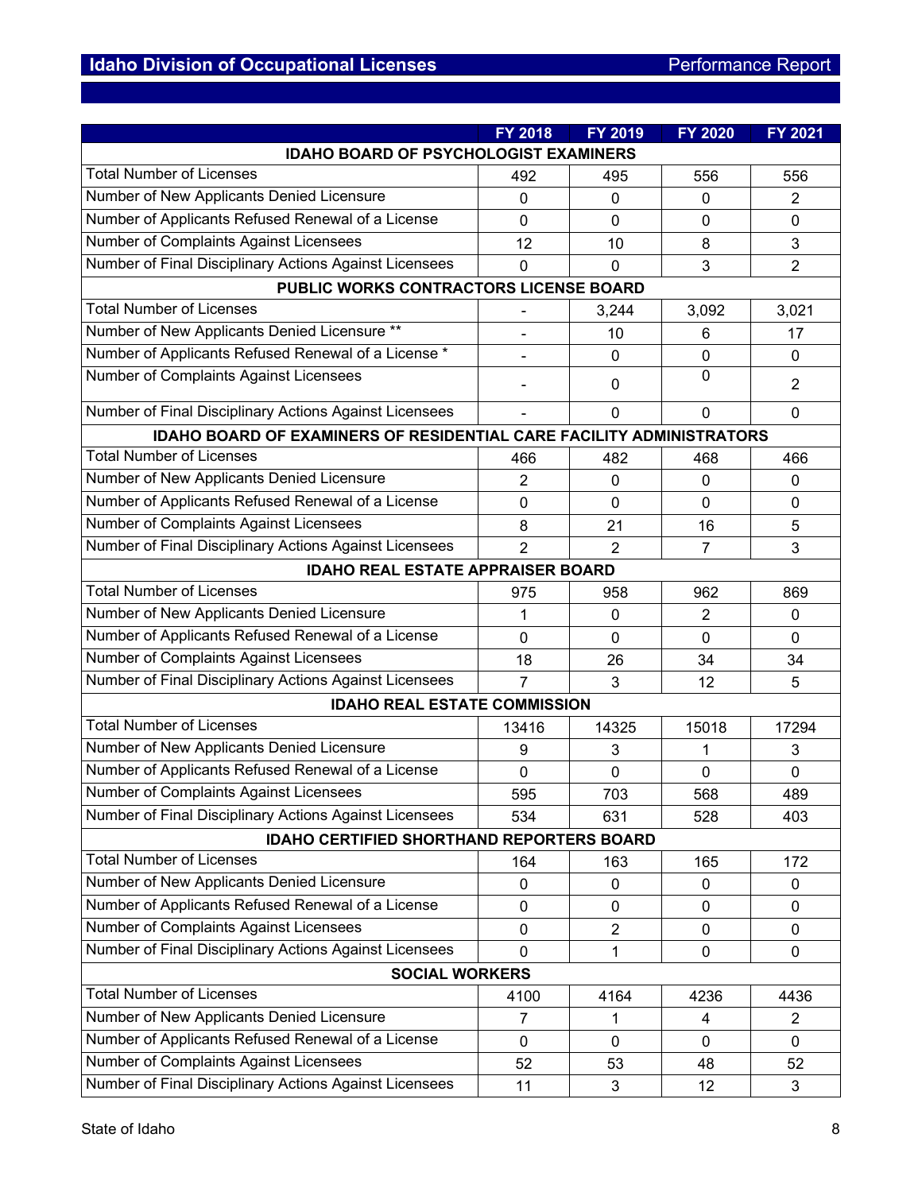| | FY 2018 | FY 2019 | FY 2020 | FY 2021 |
|---|---|---|---|---|
| **IDAHO BOARD OF PSYCHOLOGIST EXAMINERS** | | | | |
| Total Number of Licenses | 492 | 495 | 556 | 556 |
| Number of New Applicants Denied Licensure | 0 | 0 | 0 | 2 |
| Number of Applicants Refused Renewal of a License | 0 | 0 | 0 | 0 |
| Number of Complaints Against Licensees | 12 | 10 | 8 | 3 |
| Number of Final Disciplinary Actions Against Licensees | 0 | 0 | 3 | 2 |
| **PUBLIC WORKS CONTRACTORS LICENSE BOARD** | | | | |
| Total Number of Licenses | - | 3,244 | 3,092 | 3,021 |
| Number of New Applicants Denied Licensure ** | - | 10 | 6 | 17 |
| Number of Applicants Refused Renewal of a License * | - | 0 | 0 | 0 |
| Number of Complaints Against Licensees | - | 0 | 0 | 2 |
| Number of Final Disciplinary Actions Against Licensees | - | 0 | 0 | 0 |
| **IDAHO BOARD OF EXAMINERS OF RESIDENTIAL CARE FACILITY ADMINISTRATORS** | | | | |
| Total Number of Licenses | 466 | 482 | 468 | 466 |
| Number of New Applicants Denied Licensure | 2 | 0 | 0 | 0 |
| Number of Applicants Refused Renewal of a License | 0 | 0 | 0 | 0 |
| Number of Complaints Against Licensees | 8 | 21 | 16 | 5 |
| Number of Final Disciplinary Actions Against Licensees | 2 | 2 | 7 | 3 |
| **IDAHO REAL ESTATE APPRAISER BOARD** | | | | |
| Total Number of Licenses | 975 | 958 | 962 | 869 |
| Number of New Applicants Denied Licensure | 1 | 0 | 2 | 0 |
| Number of Applicants Refused Renewal of a License | 0 | 0 | 0 | 0 |
| Number of Complaints Against Licensees | 18 | 26 | 34 | 34 |
| Number of Final Disciplinary Actions Against Licensees | 7 | 3 | 12 | 5 |
| **IDAHO REAL ESTATE COMMISSION** | | | | |
| Total Number of Licenses | 13416 | 14325 | 15018 | 17294 |
| Number of New Applicants Denied Licensure | 9 | 3 | 1 | 3 |
| Number of Applicants Refused Renewal of a License | 0 | 0 | 0 | 0 |
| Number of Complaints Against Licensees | 595 | 703 | 568 | 489 |
| Number of Final Disciplinary Actions Against Licensees | 534 | 631 | 528 | 403 |
| **IDAHO CERTIFIED SHORTHAND REPORTERS BOARD** | | | | |
| Total Number of Licenses | 164 | 163 | 165 | 172 |
| Number of New Applicants Denied Licensure | 0 | 0 | 0 | 0 |
| Number of Applicants Refused Renewal of a License | 0 | 0 | 0 | 0 |
| Number of Complaints Against Licensees | 0 | 2 | 0 | 0 |
| Number of Final Disciplinary Actions Against Licensees | 0 | 1 | 0 | 0 |
| **SOCIAL WORKERS** | | | | |
| Total Number of Licenses | 4100 | 4164 | 4236 | 4436 |
| Number of New Applicants Denied Licensure | 7 | 1 | 4 | 2 |
| Number of Applicants Refused Renewal of a License | 0 | 0 | 0 | 0 |
| Number of Complaints Against Licensees | 52 | 53 | 48 | 52 |
| Number of Final Disciplinary Actions Against Licensees | 11 | 3 | 12 | 3 |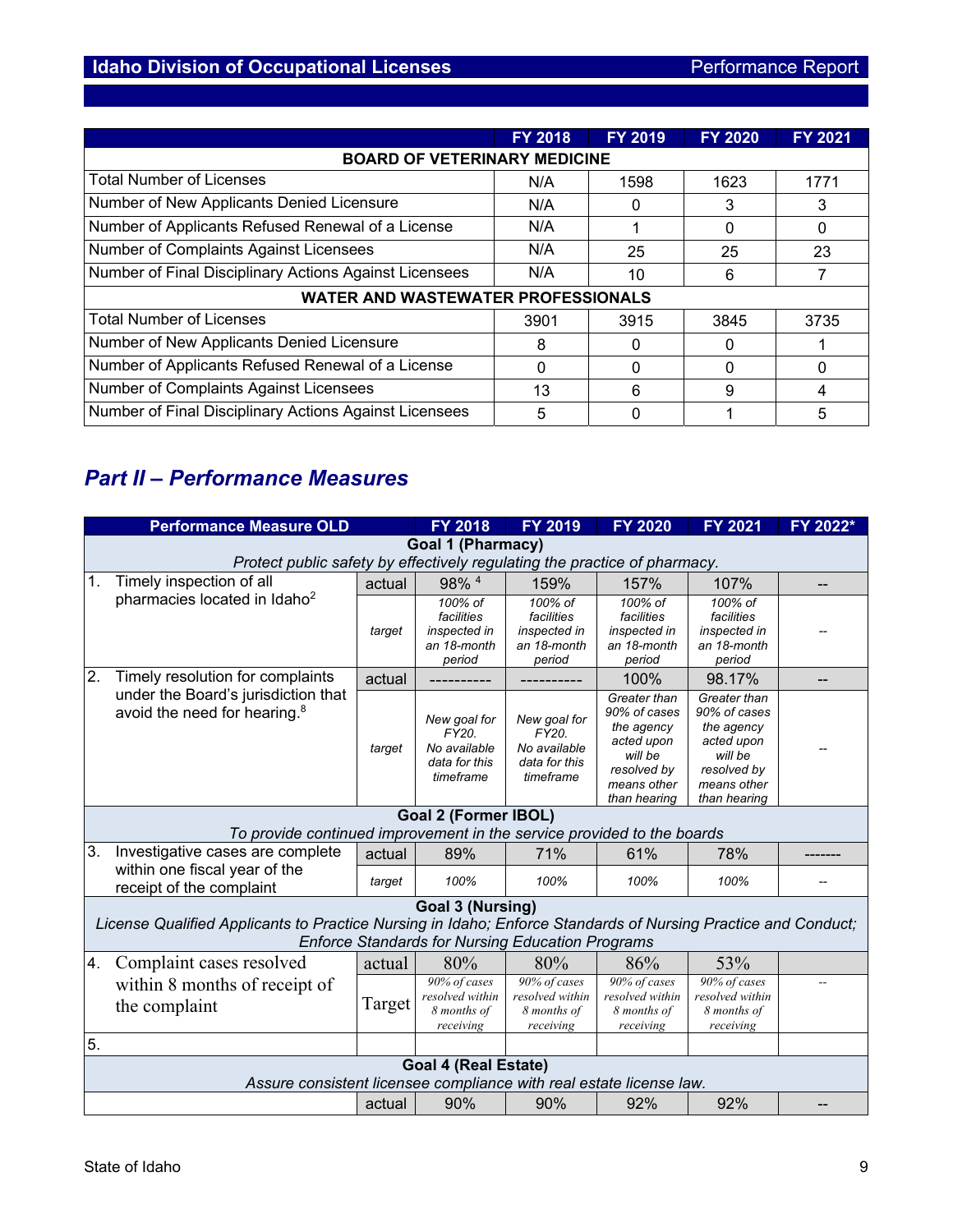| | FY 2018 | FY 2019 | FY 2020 | FY 2021 |
|---|---|---|---|---|
| **BOARD OF VETERINARY MEDICINE** | | | | |
| Total Number of Licenses | N/A | 1598 | 1623 | 1771 |
| Number of New Applicants Denied Licensure | N/A | 0 | 3 | 3 |
| Number of Applicants Refused Renewal of a License | N/A | 1 | 0 | 0 |
| Number of Complaints Against Licensees | N/A | 25 | 25 | 23 |
| Number of Final Disciplinary Actions Against Licensees | N/A | 10 | 6 | 7 |
| **WATER AND WASTEWATER PROFESSIONALS** | | | | |
| Total Number of Licenses | 3901 | 3915 | 3845 | 3735 |
| Number of New Applicants Denied Licensure | 8 | 0 | 0 | 1 |
| Number of Applicants Refused Renewal of a License | 0 | 0 | 0 | 0 |
| Number of Complaints Against Licensees | 13 | 6 | 9 | 4 |
| Number of Final Disciplinary Actions Against Licensees | 5 | 0 | 1 | 5 |

## *Part II – Performance Measures*

| Performance Measure OLD | | FY 2018 | FY 2019 | FY 2020 | FY 2021 | FY 2022* |
|---|---|---|---|---|---|---|
| **Goal 1 (Pharmacy)** *Protect public safety by effectively regulating the practice of pharmacy.* | | | | | | |
| 1. Timely inspection of all pharmacies located in Idaho[2] | actual | 98% [4] | 159% | 157% | 107% | -- |
| | target | *100% of facilities inspected in an 18-month period* | *100% of facilities inspected in an 18-month period* | *100% of facilities inspected in an 18-month period* | *100% of facilities inspected in an 18-month period* | -- |
| 2. Timely resolution for complaints under the Board's jurisdiction that avoid the need for hearing.[8] | actual | ---------- | ---------- | 100% | 98.17% | -- |
| | target | *New goal for FY20. No available data for this timeframe* | *New goal for FY20. No available data for this timeframe* | *Greater than 90% of cases the agency acted upon will be resolved by means other than hearing* | *Greater than 90% of cases the agency acted upon will be resolved by means other than hearing* | -- |
| **Goal 2 (Former IBOL)** *To provide continued improvement in the service provided to the boards* | | | | | | |
| 3. Investigative cases are complete within one fiscal year of the receipt of the complaint | actual | 89% | 71% | 61% | 78% | ------- |
| | target | *100%* | *100%* | *100%* | *100%* | -- |
| **Goal 3 (Nursing)** *License Qualified Applicants to Practice Nursing in Idaho; Enforce Standards of Nursing Practice and Conduct; Enforce Standards for Nursing Education Programs* | | | | | | |
| 4. Complaint cases resolved within 8 months of receipt of the complaint | actual | 80% | 80% | 86% | 53% | |
| | Target | *90% of cases resolved within 8 months of receiving* | *90% of cases resolved within 8 months of receiving* | *90% of cases resolved within 8 months of receiving* | *90% of cases resolved within 8 months of receiving* | -- |
| 5. | | | | | | |
| **Goal 4 (Real Estate)** *Assure consistent licensee compliance with real estate license law.* | | | | | | |
| | actual | 90% | 90% | 92% | 92% | -- |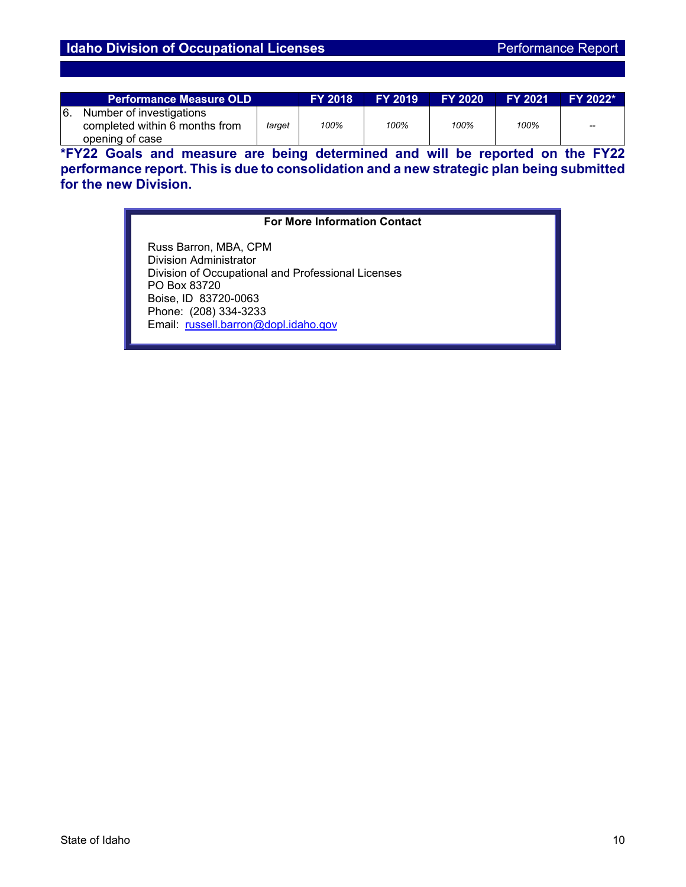| Performance Measure OLD | | FY 2018 | FY 2019 | FY 2020 | FY 2021 | FY 2022* |
|---|---|---|---|---|---|---|
| 6. Number of investigations completed within 6 months from opening of case | *target* | *100%* | *100%* | *100%* | *100%* | -- |

**\*FY22 Goals and measure are being determined and will be reported on the FY22 performance report. This is due to consolidation and a new strategic plan being submitted for the new Division.**

**For More Information Contact**

Russ Barron, MBA, CPM
Division Administrator
Division of Occupational and Professional Licenses
PO Box 83720
Boise, ID 83720-0063
Phone: (208) 334-3233
Email: russell.barron@dopl.idaho.gov